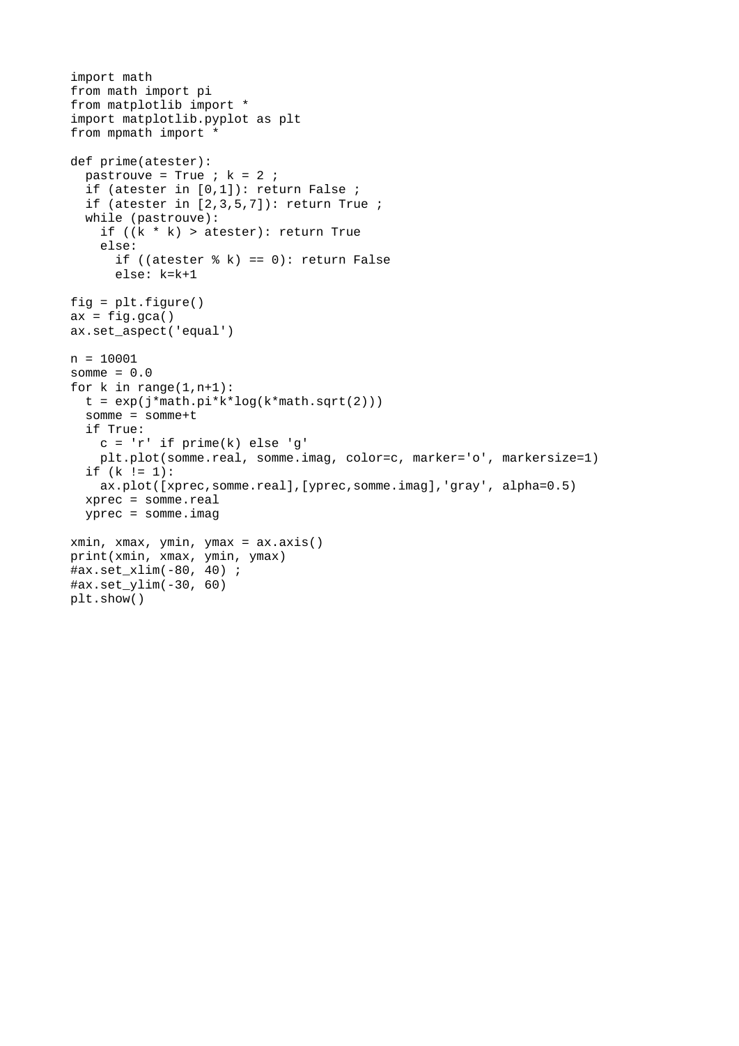```
import math
from math import pi
from matplotlib import *
import matplotlib.pyplot as plt
from mpmath import *

def prime(atester):
  pastrouve = True ; k = 2 ;
  if (atester in [0,1]): return False ;
  if (atester in [2,3,5,7]): return True ;
  while (pastrouve):
    if ((k * k) > atester): return True
    else:
      if ((atester % k) == 0): return False
      else: k=k+1

fig = plt.figure()
ax = fig.gca()
ax.set_aspect('equal')

n = 10001
somme = 0.0
for k in range(1,n+1):
  t = exp(j*math.pi*k*log(k*math.sqrt(2)))
  somme = somme+t
  if True:
    c = 'r' if prime(k) else 'g'
    plt.plot(somme.real, somme.imag, color=c, marker='o', markersize=1)
  if (k != 1):
    ax.plot([xprec,somme.real],[yprec,somme.imag],'gray', alpha=0.5)
  xprec = somme.real
  yprec = somme.imag

xmin, xmax, ymin, ymax = ax.axis()
print(xmin, xmax, ymin, ymax)
#ax.set_xlim(-80, 40) ;
#ax.set_ylim(-30, 60)
plt.show()
```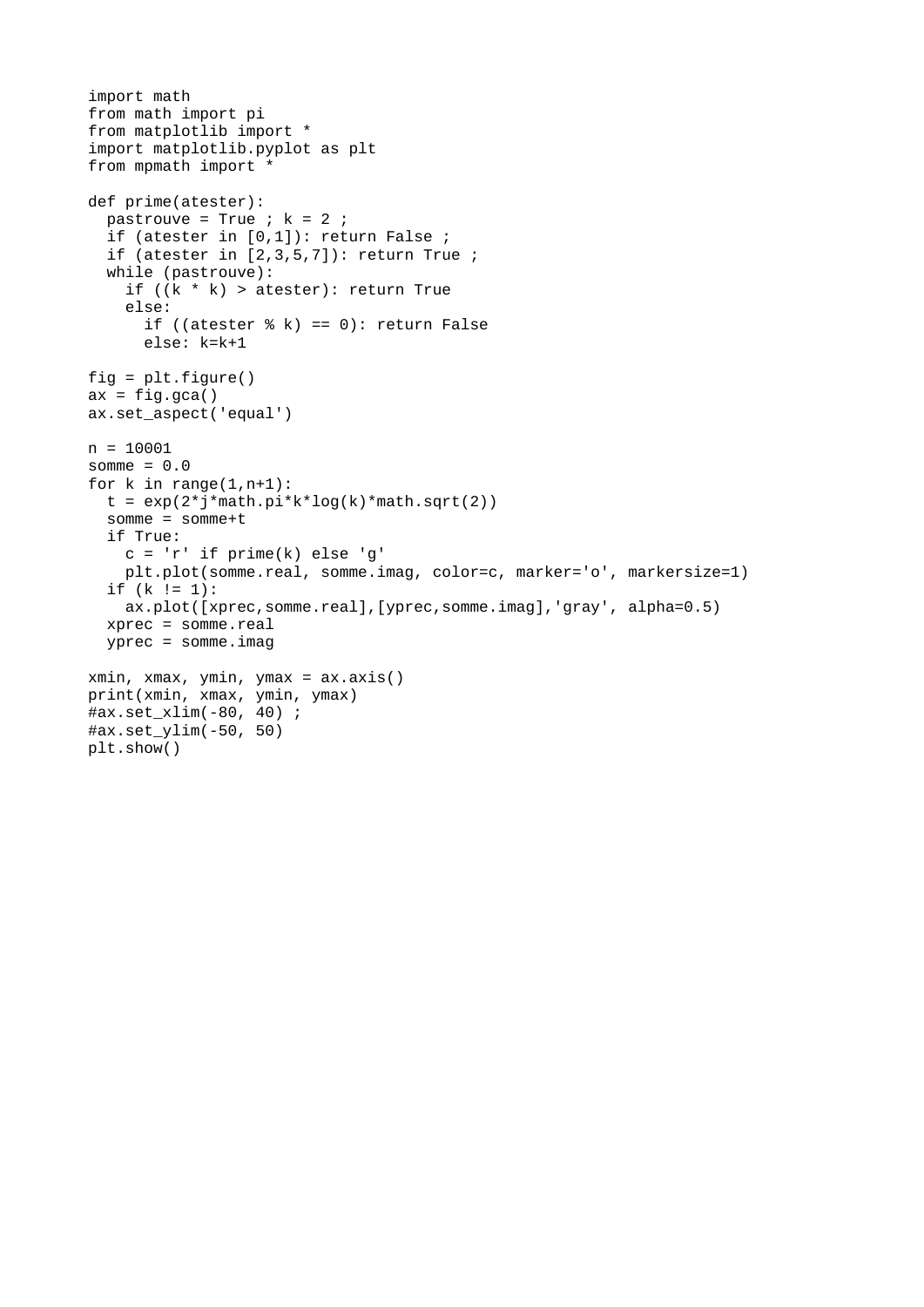```
import math
from math import pi
from matplotlib import *
import matplotlib.pyplot as plt
from mpmath import *

def prime(atester):
  pastrouve = True ; k = 2 ;
  if (atester in [0,1]): return False ;
  if (atester in [2,3,5,7]): return True ;
  while (pastrouve):
    if ((k * k) > atester): return True
    else:
      if ((atester % k) == 0): return False
      else: k=k+1

fig = plt.figure()
ax = fig.gca()
ax.set_aspect('equal')

n = 10001
somme = 0.0
for k in range(1,n+1):
  t = exp(2*j*math.pi*k*log(k)*math.sqrt(2))
  somme = somme+t
  if True:
    c = 'r' if prime(k) else 'g'
    plt.plot(somme.real, somme.imag, color=c, marker='o', markersize=1)
  if (k != 1):
    ax.plot([xprec,somme.real],[yprec,somme.imag],'gray', alpha=0.5)
  xprec = somme.real
  yprec = somme.imag

xmin, xmax, ymin, ymax = ax.axis()
print(xmin, xmax, ymin, ymax)
#ax.set_xlim(-80, 40) ;
#ax.set_ylim(-50, 50)
plt.show()
```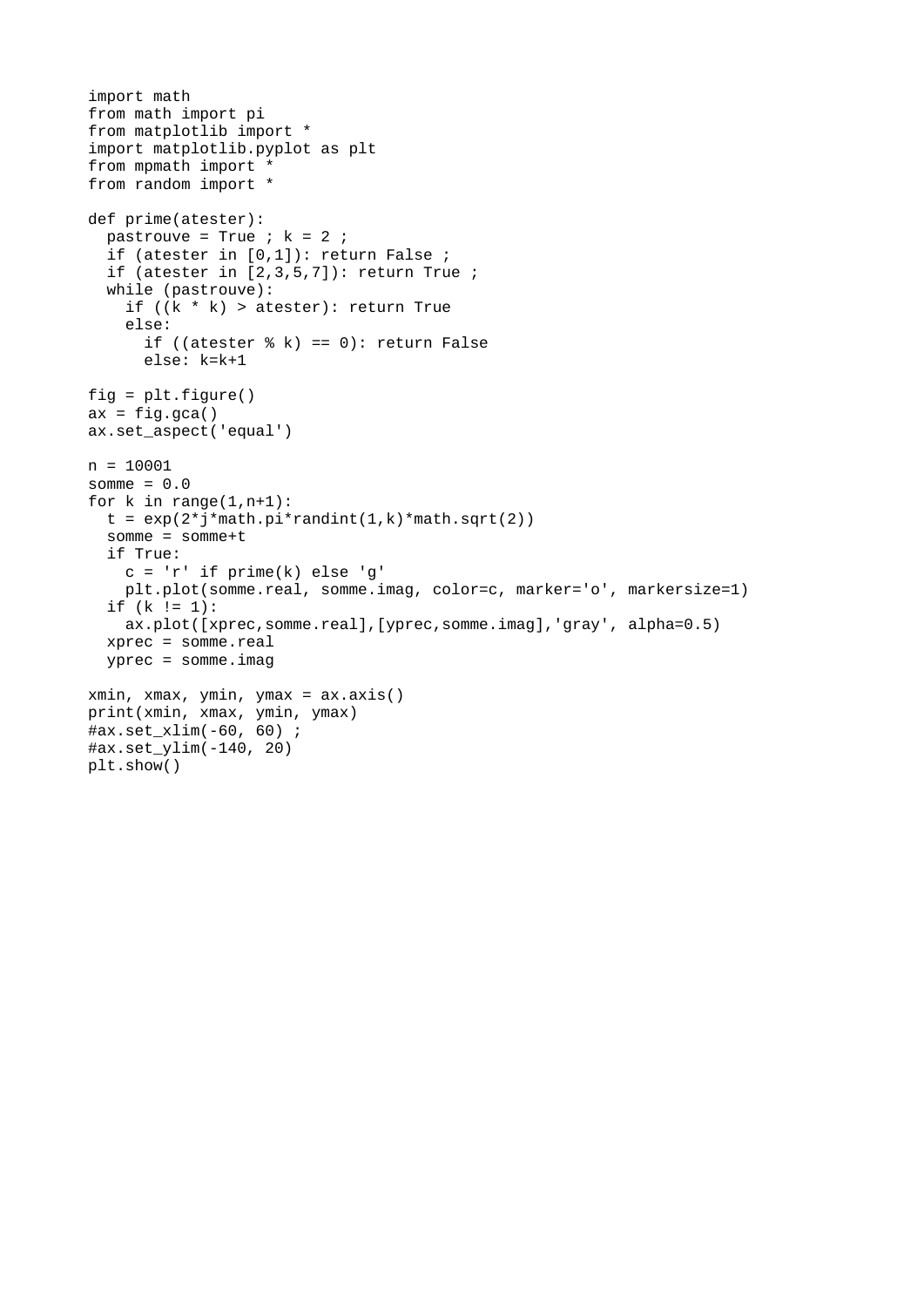```
import math
from math import pi
from matplotlib import *
import matplotlib.pyplot as plt
from mpmath import *
from random import *

def prime(atester):
  pastrouve = True ; k = 2 ;
  if (atester in [0,1]): return False ;
  if (atester in [2,3,5,7]): return True ;
  while (pastrouve):
    if ((k * k) > atester): return True
    else:
      if ((atester % k) == 0): return False
      else: k=k+1

fig = plt.figure()
ax = fig.gca()
ax.set_aspect('equal')

n = 10001
somme = 0.0
for k in range(1,n+1):
  t = exp(2*j*math.pi*randint(1,k)*math.sqrt(2))
  somme = somme+t
  if True:
    c = 'r' if prime(k) else 'g'
    plt.plot(somme.real, somme.imag, color=c, marker='o', markersize=1)
  if (k != 1):
    ax.plot([xprec,somme.real],[yprec,somme.imag],'gray', alpha=0.5)
  xprec = somme.real
  yprec = somme.imag

xmin, xmax, ymin, ymax = ax.axis()
print(xmin, xmax, ymin, ymax)
#ax.set_xlim(-60, 60) ;
#ax.set_ylim(-140, 20)
plt.show()
```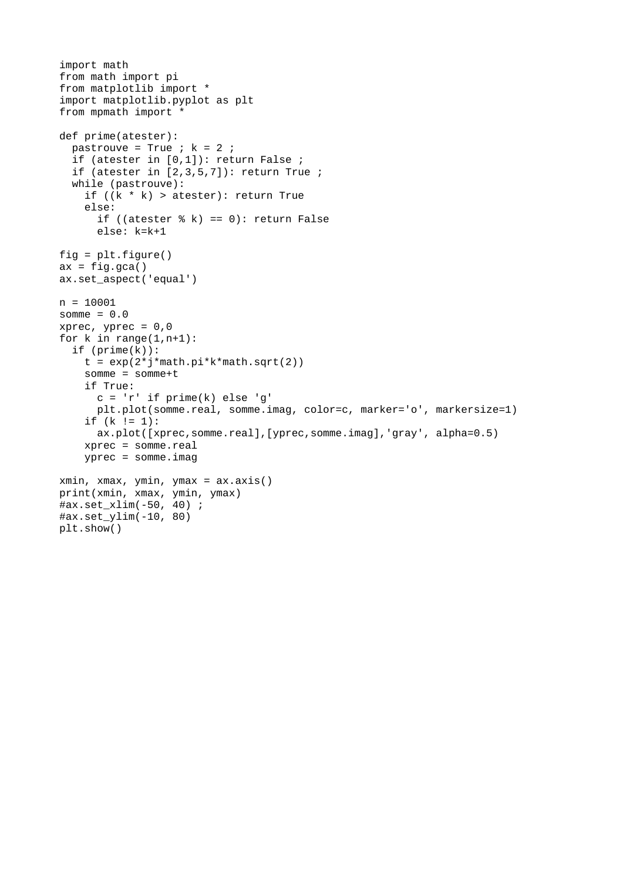```
import math
from math import pi
from matplotlib import *
import matplotlib.pyplot as plt
from mpmath import *

def prime(atester):
  pastrouve = True ; k = 2 ;
  if (atester in [0,1]): return False ;
  if (atester in [2,3,5,7]): return True ;
  while (pastrouve):
    if ((k * k) > atester): return True
    else:
      if ((atester % k) == 0): return False
      else: k=k+1

fig = plt.figure()
ax = fig.gca()
ax.set_aspect('equal')

n = 10001
somme = 0.0
xprec, yprec = 0,0
for k in range(1,n+1):
  if (prime(k)):
    t = exp(2*j*math.pi*k*math.sqrt(2))
    somme = somme+t
    if True:
      c = 'r' if prime(k) else 'g'
      plt.plot(somme.real, somme.imag, color=c, marker='o', markersize=1)
    if (k != 1):
      ax.plot([xprec,somme.real],[yprec,somme.imag],'gray', alpha=0.5)
    xprec = somme.real
    yprec = somme.imag

xmin, xmax, ymin, ymax = ax.axis()
print(xmin, xmax, ymin, ymax)
#ax.set_xlim(-50, 40) ;
#ax.set_ylim(-10, 80)
plt.show()
```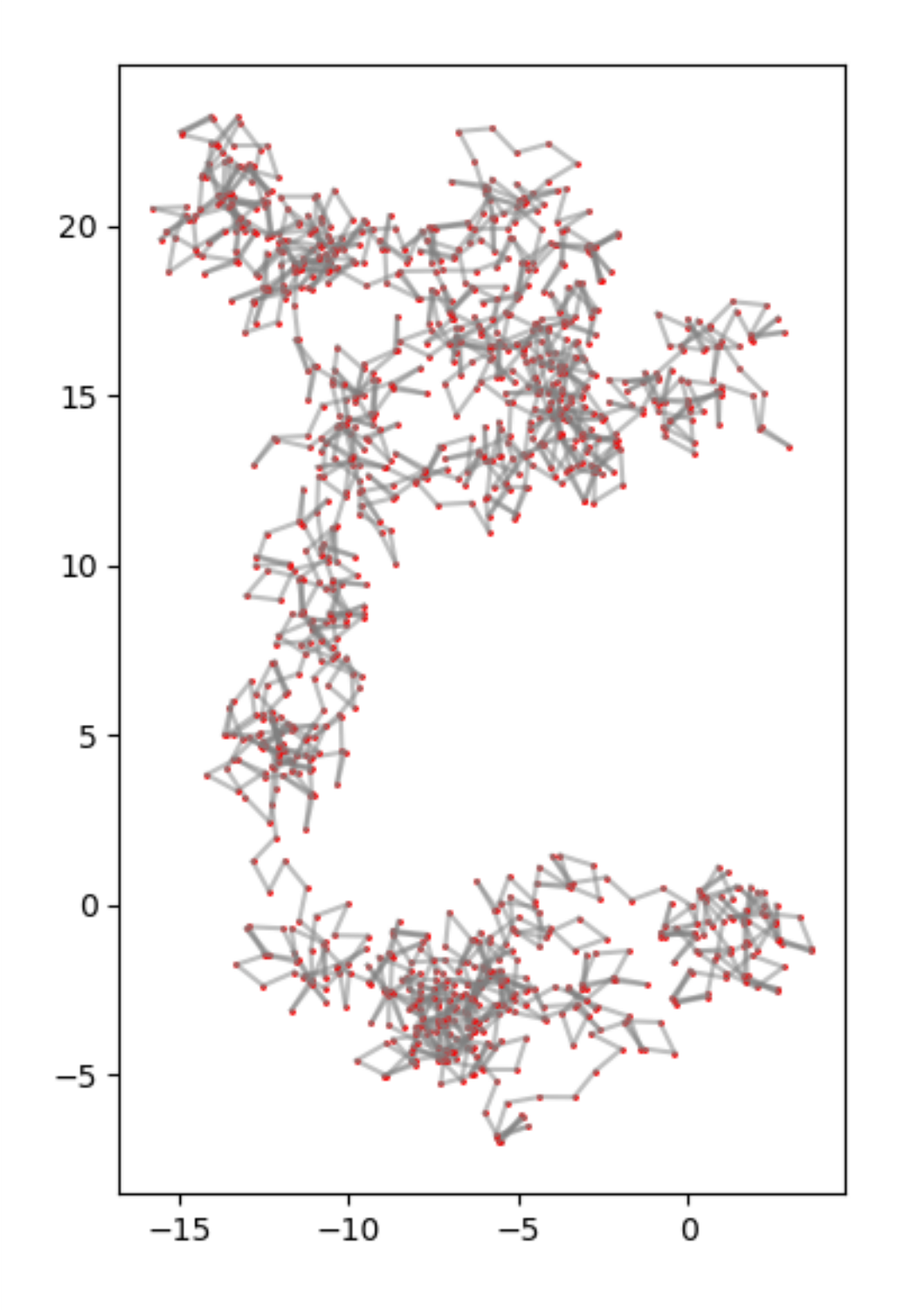20

15

10

5

0

−5

−15

−10

−5

0